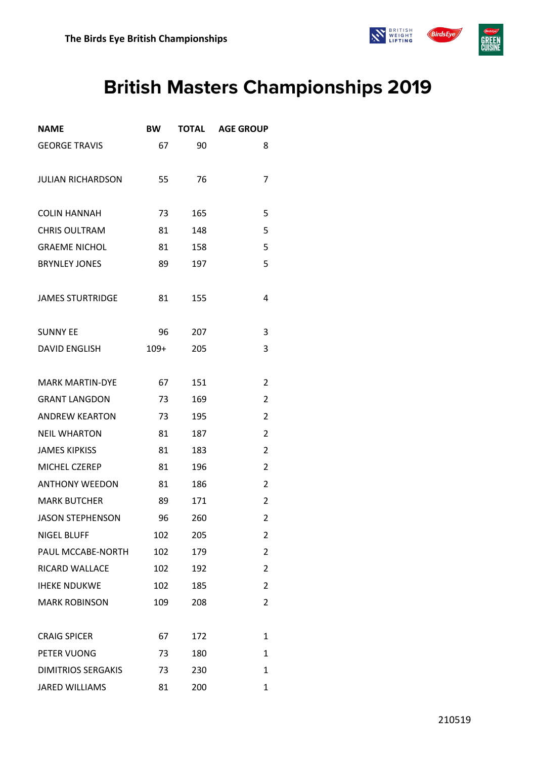The Birds Eye British Championships

# British Masters Championships 2019

| NAME | BW | TOTAL | AGE GROUP |
|---|---|---|---|
| GEORGE TRAVIS | 67 | 90 | 8 |
| | | | |
| JULIAN RICHARDSON | 55 | 76 | 7 |
| | | | |
| COLIN HANNAH | 73 | 165 | 5 |
| CHRIS OULTRAM | 81 | 148 | 5 |
| GRAEME NICHOL | 81 | 158 | 5 |
| BRYNLEY JONES | 89 | 197 | 5 |
| | | | |
| JAMES STURTRIDGE | 81 | 155 | 4 |
| | | | |
| SUNNY EE | 96 | 207 | 3 |
| DAVID ENGLISH | 109+ | 205 | 3 |
| | | | |
| MARK MARTIN-DYE | 67 | 151 | 2 |
| GRANT LANGDON | 73 | 169 | 2 |
| ANDREW KEARTON | 73 | 195 | 2 |
| NEIL WHARTON | 81 | 187 | 2 |
| JAMES KIPKISS | 81 | 183 | 2 |
| MICHEL CZEREP | 81 | 196 | 2 |
| ANTHONY WEEDON | 81 | 186 | 2 |
| MARK BUTCHER | 89 | 171 | 2 |
| JASON STEPHENSON | 96 | 260 | 2 |
| NIGEL BLUFF | 102 | 205 | 2 |
| PAUL MCCABE-NORTH | 102 | 179 | 2 |
| RICARD WALLACE | 102 | 192 | 2 |
| IHEKE NDUKWE | 102 | 185 | 2 |
| MARK ROBINSON | 109 | 208 | 2 |
| | | | |
| CRAIG SPICER | 67 | 172 | 1 |
| PETER VUONG | 73 | 180 | 1 |
| DIMITRIOS SERGAKIS | 73 | 230 | 1 |
| JARED WILLIAMS | 81 | 200 | 1 |

210519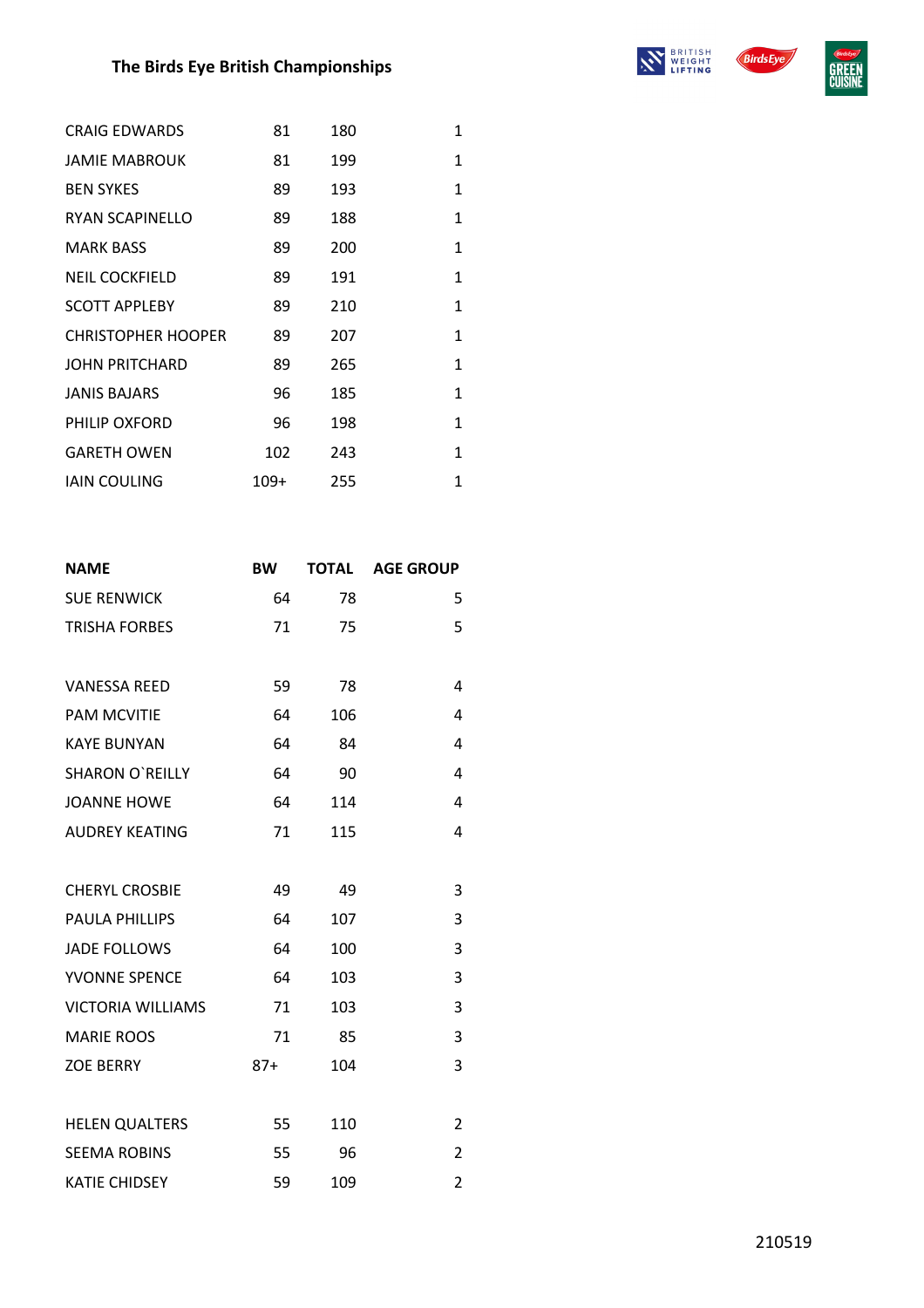| | | | |
|---|---|---|---|
| CRAIG EDWARDS | 81 | 180 | 1 |
| JAMIE MABROUK | 81 | 199 | 1 |
| BEN SYKES | 89 | 193 | 1 |
| RYAN SCAPINELLO | 89 | 188 | 1 |
| MARK BASS | 89 | 200 | 1 |
| NEIL COCKFIELD | 89 | 191 | 1 |
| SCOTT APPLEBY | 89 | 210 | 1 |
| CHRISTOPHER HOOPER | 89 | 207 | 1 |
| JOHN PRITCHARD | 89 | 265 | 1 |
| JANIS BAJARS | 96 | 185 | 1 |
| PHILIP OXFORD | 96 | 198 | 1 |
| GARETH OWEN | 102 | 243 | 1 |
| IAIN COULING | 109+ | 255 | 1 |

| NAME | BW | TOTAL | AGE GROUP |
|---|---|---|---|
| SUE RENWICK | 64 | 78 | 5 |
| TRISHA FORBES | 71 | 75 | 5 |
| | | | |
| VANESSA REED | 59 | 78 | 4 |
| PAM MCVITIE | 64 | 106 | 4 |
| KAYE BUNYAN | 64 | 84 | 4 |
| SHARON O`REILLY | 64 | 90 | 4 |
| JOANNE HOWE | 64 | 114 | 4 |
| AUDREY KEATING | 71 | 115 | 4 |
| | | | |
| CHERYL CROSBIE | 49 | 49 | 3 |
| PAULA PHILLIPS | 64 | 107 | 3 |
| JADE FOLLOWS | 64 | 100 | 3 |
| YVONNE SPENCE | 64 | 103 | 3 |
| VICTORIA WILLIAMS | 71 | 103 | 3 |
| MARIE ROOS | 71 | 85 | 3 |
| ZOE BERRY | 87+ | 104 | 3 |
| | | | |
| HELEN QUALTERS | 55 | 110 | 2 |
| SEEMA ROBINS | 55 | 96 | 2 |
| KATIE CHIDSEY | 59 | 109 | 2 |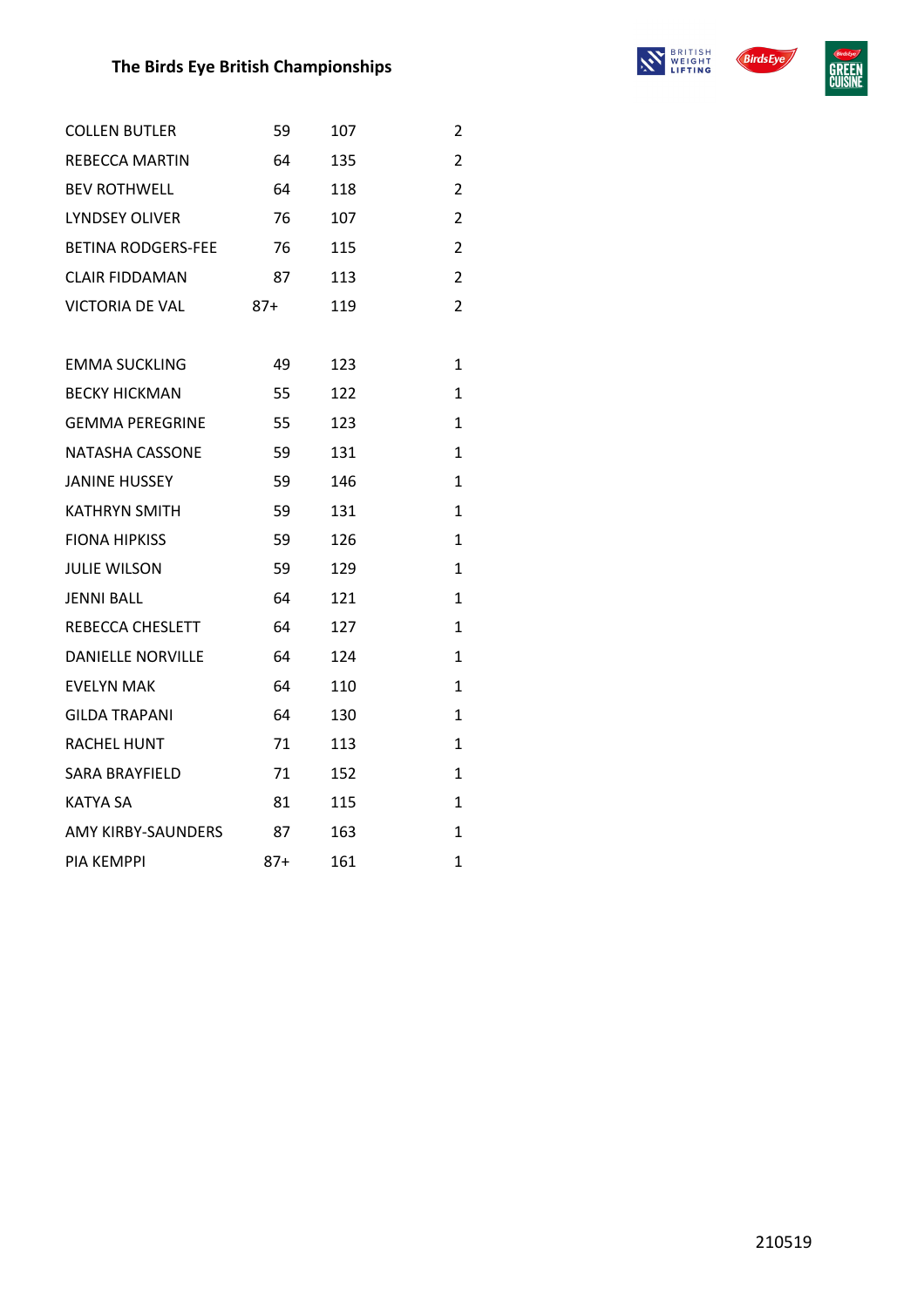| | | | |
|---|---|---|---|
| COLLEN BUTLER | 59 | 107 | 2 |
| REBECCA MARTIN | 64 | 135 | 2 |
| BEV ROTHWELL | 64 | 118 | 2 |
| LYNDSEY OLIVER | 76 | 107 | 2 |
| BETINA RODGERS-FEE | 76 | 115 | 2 |
| CLAIR FIDDAMAN | 87 | 113 | 2 |
| VICTORIA DE VAL | 87+ | 119 | 2 |
| | | | |
| EMMA SUCKLING | 49 | 123 | 1 |
| BECKY HICKMAN | 55 | 122 | 1 |
| GEMMA PEREGRINE | 55 | 123 | 1 |
| NATASHA CASSONE | 59 | 131 | 1 |
| JANINE HUSSEY | 59 | 146 | 1 |
| KATHRYN SMITH | 59 | 131 | 1 |
| FIONA HIPKISS | 59 | 126 | 1 |
| JULIE WILSON | 59 | 129 | 1 |
| JENNI BALL | 64 | 121 | 1 |
| REBECCA CHESLETT | 64 | 127 | 1 |
| DANIELLE NORVILLE | 64 | 124 | 1 |
| EVELYN MAK | 64 | 110 | 1 |
| GILDA TRAPANI | 64 | 130 | 1 |
| RACHEL HUNT | 71 | 113 | 1 |
| SARA BRAYFIELD | 71 | 152 | 1 |
| KATYA SA | 81 | 115 | 1 |
| AMY KIRBY-SAUNDERS | 87 | 163 | 1 |
| PIA KEMPPI | 87+ | 161 | 1 |

210519